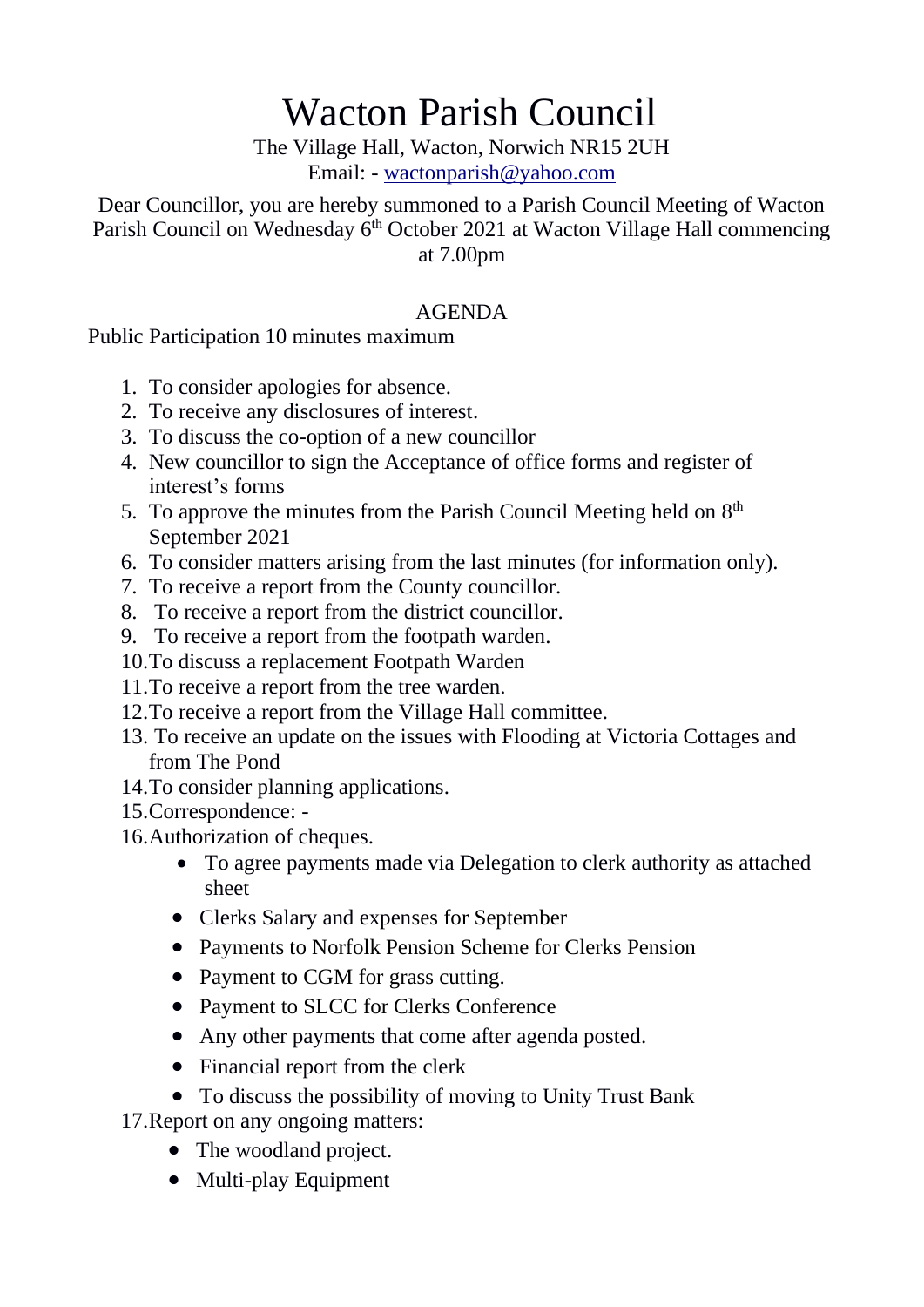# Wacton Parish Council

The Village Hall, Wacton, Norwich NR15 2UH
Email: - wactonparish@yahoo.com

Dear Councillor, you are hereby summoned to a Parish Council Meeting of Wacton Parish Council on Wednesday 6th October 2021 at Wacton Village Hall commencing at 7.00pm

## AGENDA

Public Participation 10 minutes maximum

1. To consider apologies for absence.
2. To receive any disclosures of interest.
3. To discuss the co-option of a new councillor
4. New councillor to sign the Acceptance of office forms and register of interest's forms
5. To approve the minutes from the Parish Council Meeting held on 8th September 2021
6. To consider matters arising from the last minutes (for information only).
7. To receive a report from the County councillor.
8. To receive a report from the district councillor.
9. To receive a report from the footpath warden.
10. To discuss a replacement Footpath Warden
11. To receive a report from the tree warden.
12. To receive a report from the Village Hall committee.
13. To receive an update on the issues with Flooding at Victoria Cottages and from The Pond
14. To consider planning applications.
15. Correspondence: -
16. Authorization of cheques.
    - To agree payments made via Delegation to clerk authority as attached sheet
    - Clerks Salary and expenses for September
    - Payments to Norfolk Pension Scheme for Clerks Pension
    - Payment to CGM for grass cutting.
    - Payment to SLCC for Clerks Conference
    - Any other payments that come after agenda posted.
    - Financial report from the clerk
    - To discuss the possibility of moving to Unity Trust Bank
17. Report on any ongoing matters:
    - The woodland project.
    - Multi-play Equipment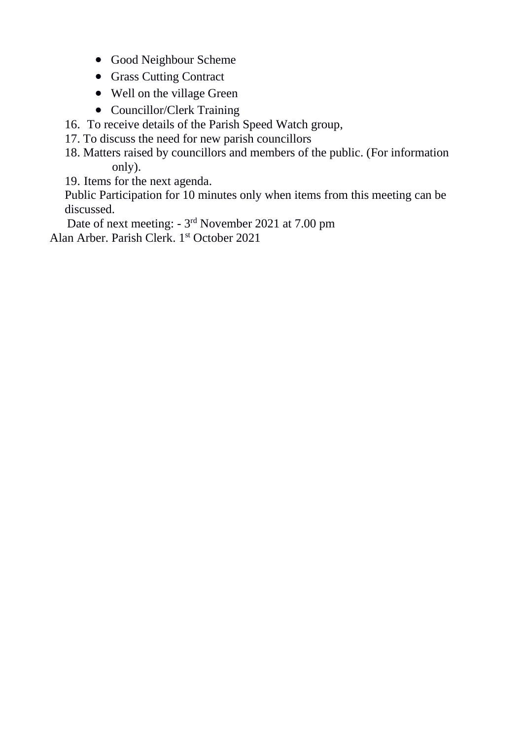- Good Neighbour Scheme
- Grass Cutting Contract
- Well on the village Green
- Councillor/Clerk Training

16. To receive details of the Parish Speed Watch group,
17. To discuss the need for new parish councillors
18. Matters raised by councillors and members of the public. (For information only).
19. Items for the next agenda.

Public Participation for 10 minutes only when items from this meeting can be discussed.

Date of next meeting: - 3rd November 2021 at 7.00 pm

Alan Arber. Parish Clerk. 1st October 2021